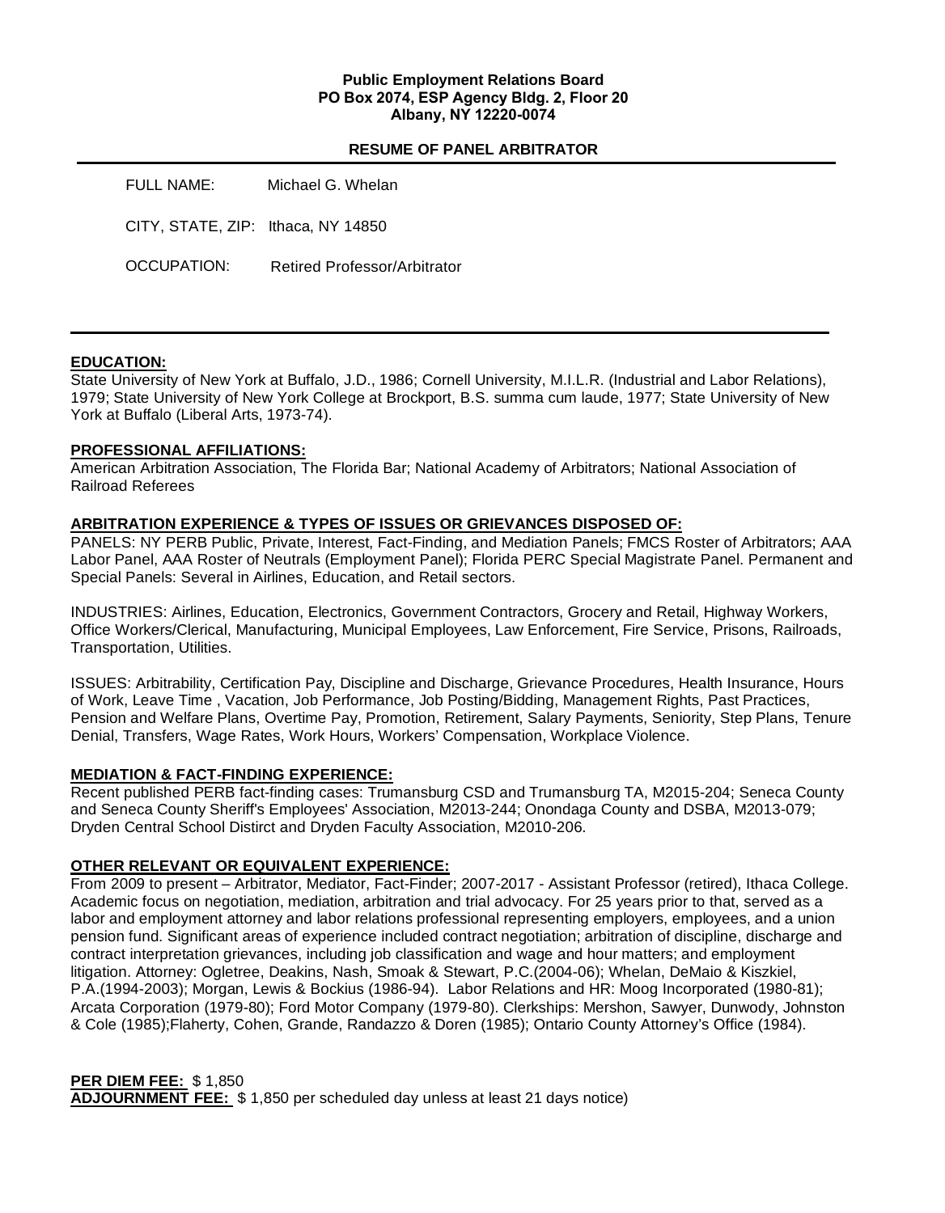**Public Employment Relations Board**
**PO Box 2074, ESP Agency Bldg. 2, Floor 20**
**Albany, NY 12220-0074**

## RESUME OF PANEL ARBITRATOR

FULL NAME: Michael G. Whelan

CITY, STATE, ZIP: Ithaca, NY 14850

OCCUPATION: Retired Professor/Arbitrator

---

### EDUCATION:

State University of New York at Buffalo, J.D., 1986; Cornell University, M.I.L.R. (Industrial and Labor Relations), 1979; State University of New York College at Brockport, B.S. summa cum laude, 1977; State University of New York at Buffalo (Liberal Arts, 1973-74).

### PROFESSIONAL AFFILIATIONS:

American Arbitration Association, The Florida Bar; National Academy of Arbitrators; National Association of Railroad Referees

### ARBITRATION EXPERIENCE & TYPES OF ISSUES OR GRIEVANCES DISPOSED OF:

PANELS: NY PERB Public, Private, Interest, Fact-Finding, and Mediation Panels; FMCS Roster of Arbitrators; AAA Labor Panel, AAA Roster of Neutrals (Employment Panel); Florida PERC Special Magistrate Panel. Permanent and Special Panels: Several in Airlines, Education, and Retail sectors.

INDUSTRIES: Airlines, Education, Electronics, Government Contractors, Grocery and Retail, Highway Workers, Office Workers/Clerical, Manufacturing, Municipal Employees, Law Enforcement, Fire Service, Prisons, Railroads, Transportation, Utilities.

ISSUES: Arbitrability, Certification Pay, Discipline and Discharge, Grievance Procedures, Health Insurance, Hours of Work, Leave Time , Vacation, Job Performance, Job Posting/Bidding, Management Rights, Past Practices, Pension and Welfare Plans, Overtime Pay, Promotion, Retirement, Salary Payments, Seniority, Step Plans, Tenure Denial, Transfers, Wage Rates, Work Hours, Workers' Compensation, Workplace Violence.

### MEDIATION & FACT-FINDING EXPERIENCE:

Recent published PERB fact-finding cases: Trumansburg CSD and Trumansburg TA, M2015-204; Seneca County and Seneca County Sheriff's Employees' Association, M2013-244; Onondaga County and DSBA, M2013-079; Dryden Central School Distirct and Dryden Faculty Association, M2010-206.

### OTHER RELEVANT OR EQUIVALENT EXPERIENCE:

From 2009 to present – Arbitrator, Mediator, Fact-Finder; 2007-2017 - Assistant Professor (retired), Ithaca College. Academic focus on negotiation, mediation, arbitration and trial advocacy. For 25 years prior to that, served as a labor and employment attorney and labor relations professional representing employers, employees, and a union pension fund. Significant areas of experience included contract negotiation; arbitration of discipline, discharge and contract interpretation grievances, including job classification and wage and hour matters; and employment litigation. Attorney: Ogletree, Deakins, Nash, Smoak & Stewart, P.C.(2004-06); Whelan, DeMaio & Kiszkiel, P.A.(1994-2003); Morgan, Lewis & Bockius (1986-94). Labor Relations and HR: Moog Incorporated (1980-81); Arcata Corporation (1979-80); Ford Motor Company (1979-80). Clerkships: Mershon, Sawyer, Dunwody, Johnston & Cole (1985);Flaherty, Cohen, Grande, Randazzo & Doren (1985); Ontario County Attorney's Office (1984).

**PER DIEM FEE:** $ 1,850
**ADJOURNMENT FEE:** $ 1,850 per scheduled day unless at least 21 days notice)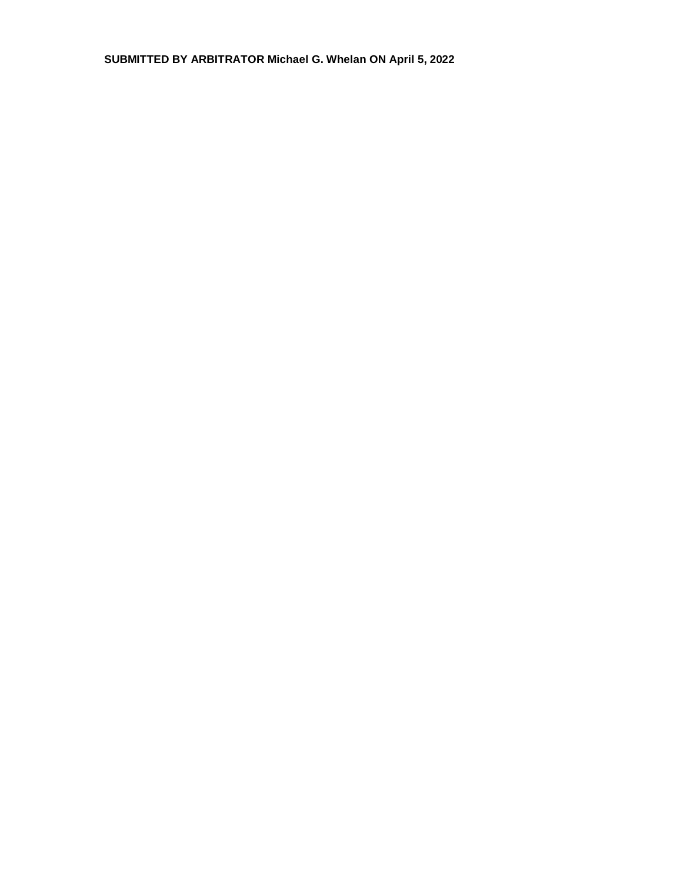**SUBMITTED BY ARBITRATOR Michael G. Whelan ON April 5, 2022**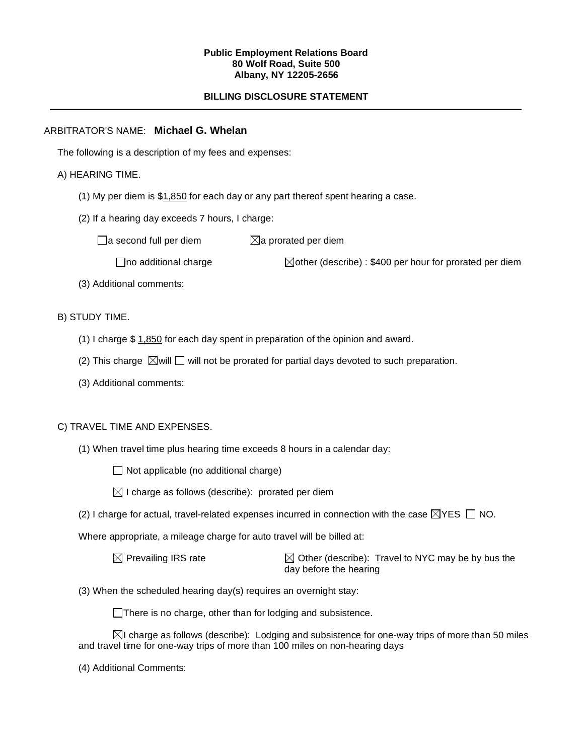**Public Employment Relations Board**
**80 Wolf Road, Suite 500**
**Albany, NY 12205-2656**

**BILLING DISCLOSURE STATEMENT**

---

ARBITRATOR'S NAME: **Michael G. Whelan**

The following is a description of my fees and expenses:

A) HEARING TIME.

(1) My per diem is $1,850 for each day or any part thereof spent hearing a case.

(2) If a hearing day exceeds 7 hours, I charge:

☐ a second full per diem ☒ a prorated per diem

☐ no additional charge ☒ other (describe) : $400 per hour for prorated per diem

(3) Additional comments:

B) STUDY TIME.

(1) I charge $ 1,850 for each day spent in preparation of the opinion and award.

(2) This charge ☒ will ☐ will not be prorated for partial days devoted to such preparation.

(3) Additional comments:

C) TRAVEL TIME AND EXPENSES.

(1) When travel time plus hearing time exceeds 8 hours in a calendar day:

☐ Not applicable (no additional charge)

☒ I charge as follows (describe): prorated per diem

(2) I charge for actual, travel-related expenses incurred in connection with the case ☒ YES ☐ NO.

Where appropriate, a mileage charge for auto travel will be billed at:

☒ Prevailing IRS rate ☒ Other (describe): Travel to NYC may be by bus the day before the hearing

(3) When the scheduled hearing day(s) requires an overnight stay:

☐ There is no charge, other than for lodging and subsistence.

☒ I charge as follows (describe): Lodging and subsistence for one-way trips of more than 50 miles and travel time for one-way trips of more than 100 miles on non-hearing days

(4) Additional Comments: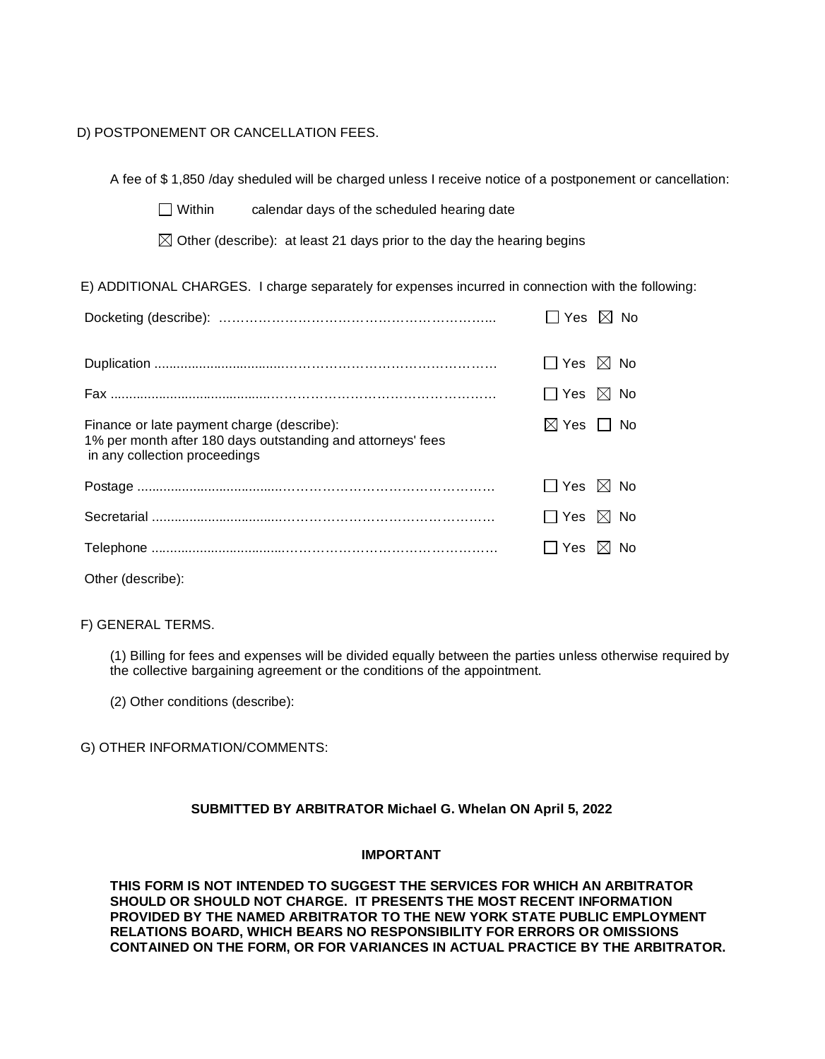D) POSTPONEMENT OR CANCELLATION FEES.

A fee of $ 1,850 /day sheduled will be charged unless I receive notice of a postponement or cancellation:

☐ Within calendar days of the scheduled hearing date

☒ Other (describe): at least 21 days prior to the day the hearing begins

E) ADDITIONAL CHARGES. I charge separately for expenses incurred in connection with the following:

| | |
|---|---|
| Docketing (describe): | ☐ Yes ☒ No |
| Duplication | ☐ Yes ☒ No |
| Fax | ☐ Yes ☒ No |
| Finance or late payment charge (describe): 1% per month after 180 days outstanding and attorneys' fees in any collection proceedings | ☒ Yes ☐ No |
| Postage | ☐ Yes ☒ No |
| Secretarial | ☐ Yes ☒ No |
| Telephone | ☐ Yes ☒ No |

Other (describe):

F) GENERAL TERMS.

(1) Billing for fees and expenses will be divided equally between the parties unless otherwise required by the collective bargaining agreement or the conditions of the appointment.

(2) Other conditions (describe):

G) OTHER INFORMATION/COMMENTS:

**SUBMITTED BY ARBITRATOR Michael G. Whelan ON April 5, 2022**

**IMPORTANT**

**THIS FORM IS NOT INTENDED TO SUGGEST THE SERVICES FOR WHICH AN ARBITRATOR SHOULD OR SHOULD NOT CHARGE. IT PRESENTS THE MOST RECENT INFORMATION PROVIDED BY THE NAMED ARBITRATOR TO THE NEW YORK STATE PUBLIC EMPLOYMENT RELATIONS BOARD, WHICH BEARS NO RESPONSIBILITY FOR ERRORS OR OMISSIONS CONTAINED ON THE FORM, OR FOR VARIANCES IN ACTUAL PRACTICE BY THE ARBITRATOR.**